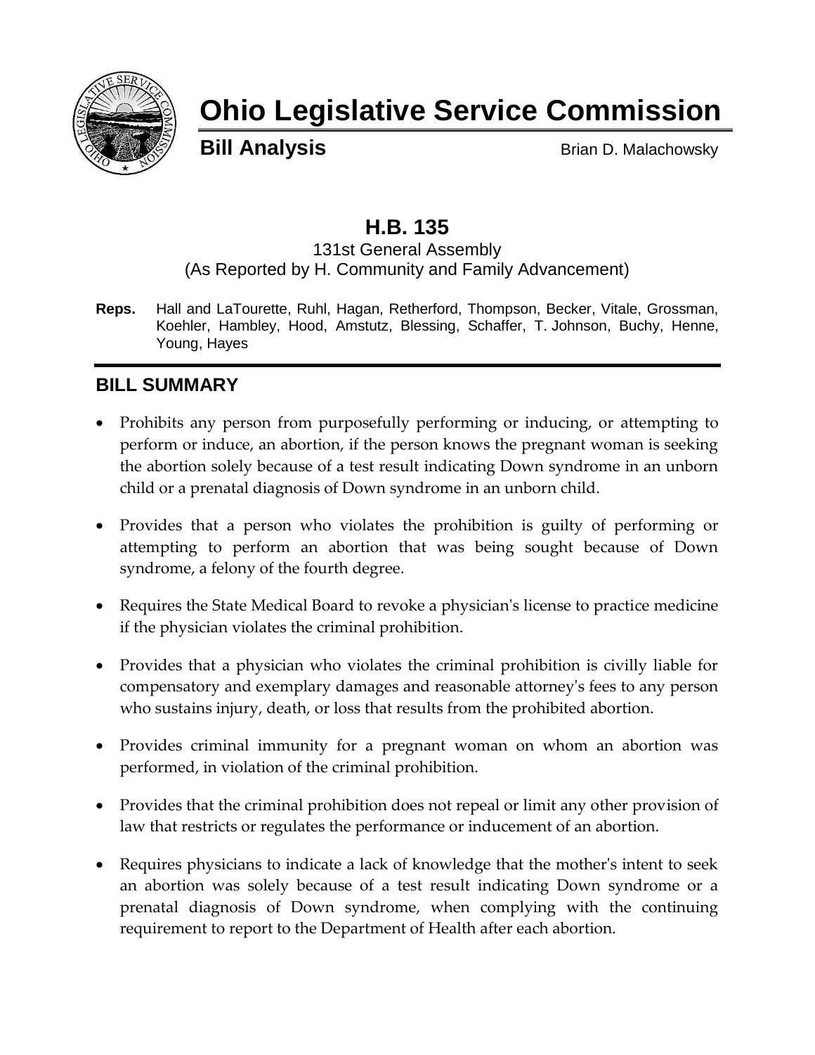# Ohio Legislative Service Commission

**Bill Analysis** Brian D. Malachowsky

## H.B. 135

131st General Assembly
(As Reported by H. Community and Family Advancement)

**Reps.** Hall and LaTourette, Ruhl, Hagan, Retherford, Thompson, Becker, Vitale, Grossman, Koehler, Hambley, Hood, Amstutz, Blessing, Schaffer, T. Johnson, Buchy, Henne, Young, Hayes

## BILL SUMMARY

- Prohibits any person from purposefully performing or inducing, or attempting to perform or induce, an abortion, if the person knows the pregnant woman is seeking the abortion solely because of a test result indicating Down syndrome in an unborn child or a prenatal diagnosis of Down syndrome in an unborn child.
- Provides that a person who violates the prohibition is guilty of performing or attempting to perform an abortion that was being sought because of Down syndrome, a felony of the fourth degree.
- Requires the State Medical Board to revoke a physician's license to practice medicine if the physician violates the criminal prohibition.
- Provides that a physician who violates the criminal prohibition is civilly liable for compensatory and exemplary damages and reasonable attorney's fees to any person who sustains injury, death, or loss that results from the prohibited abortion.
- Provides criminal immunity for a pregnant woman on whom an abortion was performed, in violation of the criminal prohibition.
- Provides that the criminal prohibition does not repeal or limit any other provision of law that restricts or regulates the performance or inducement of an abortion.
- Requires physicians to indicate a lack of knowledge that the mother's intent to seek an abortion was solely because of a test result indicating Down syndrome or a prenatal diagnosis of Down syndrome, when complying with the continuing requirement to report to the Department of Health after each abortion.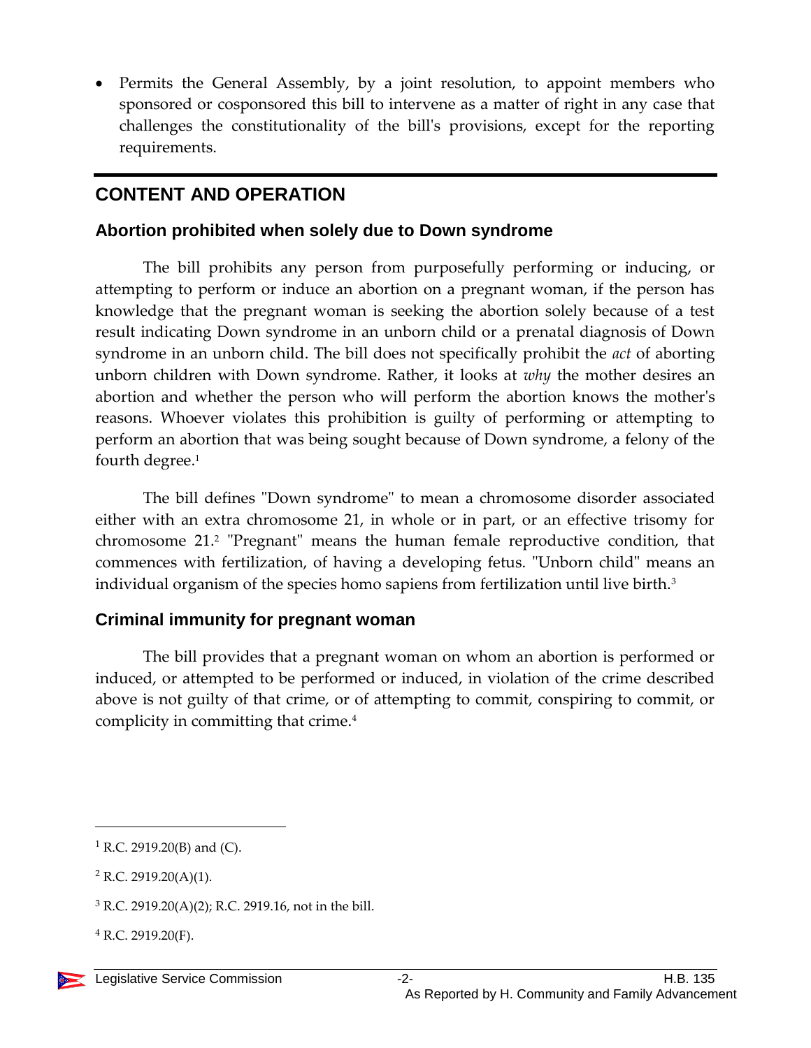- Permits the General Assembly, by a joint resolution, to appoint members who sponsored or cosponsored this bill to intervene as a matter of right in any case that challenges the constitutionality of the bill's provisions, except for the reporting requirements.

## CONTENT AND OPERATION

### Abortion prohibited when solely due to Down syndrome

The bill prohibits any person from purposefully performing or inducing, or attempting to perform or induce an abortion on a pregnant woman, if the person has knowledge that the pregnant woman is seeking the abortion solely because of a test result indicating Down syndrome in an unborn child or a prenatal diagnosis of Down syndrome in an unborn child. The bill does not specifically prohibit the *act* of aborting unborn children with Down syndrome. Rather, it looks at *why* the mother desires an abortion and whether the person who will perform the abortion knows the mother's reasons. Whoever violates this prohibition is guilty of performing or attempting to perform an abortion that was being sought because of Down syndrome, a felony of the fourth degree.[1]

The bill defines "Down syndrome" to mean a chromosome disorder associated either with an extra chromosome 21, in whole or in part, or an effective trisomy for chromosome 21.[2] "Pregnant" means the human female reproductive condition, that commences with fertilization, of having a developing fetus. "Unborn child" means an individual organism of the species homo sapiens from fertilization until live birth.[3]

### Criminal immunity for pregnant woman

The bill provides that a pregnant woman on whom an abortion is performed or induced, or attempted to be performed or induced, in violation of the crime described above is not guilty of that crime, or of attempting to commit, conspiring to commit, or complicity in committing that crime.[4]

---

[1] R.C. 2919.20(B) and (C).

[2] R.C. 2919.20(A)(1).

[3] R.C. 2919.20(A)(2); R.C. 2919.16, not in the bill.

[4] R.C. 2919.20(F).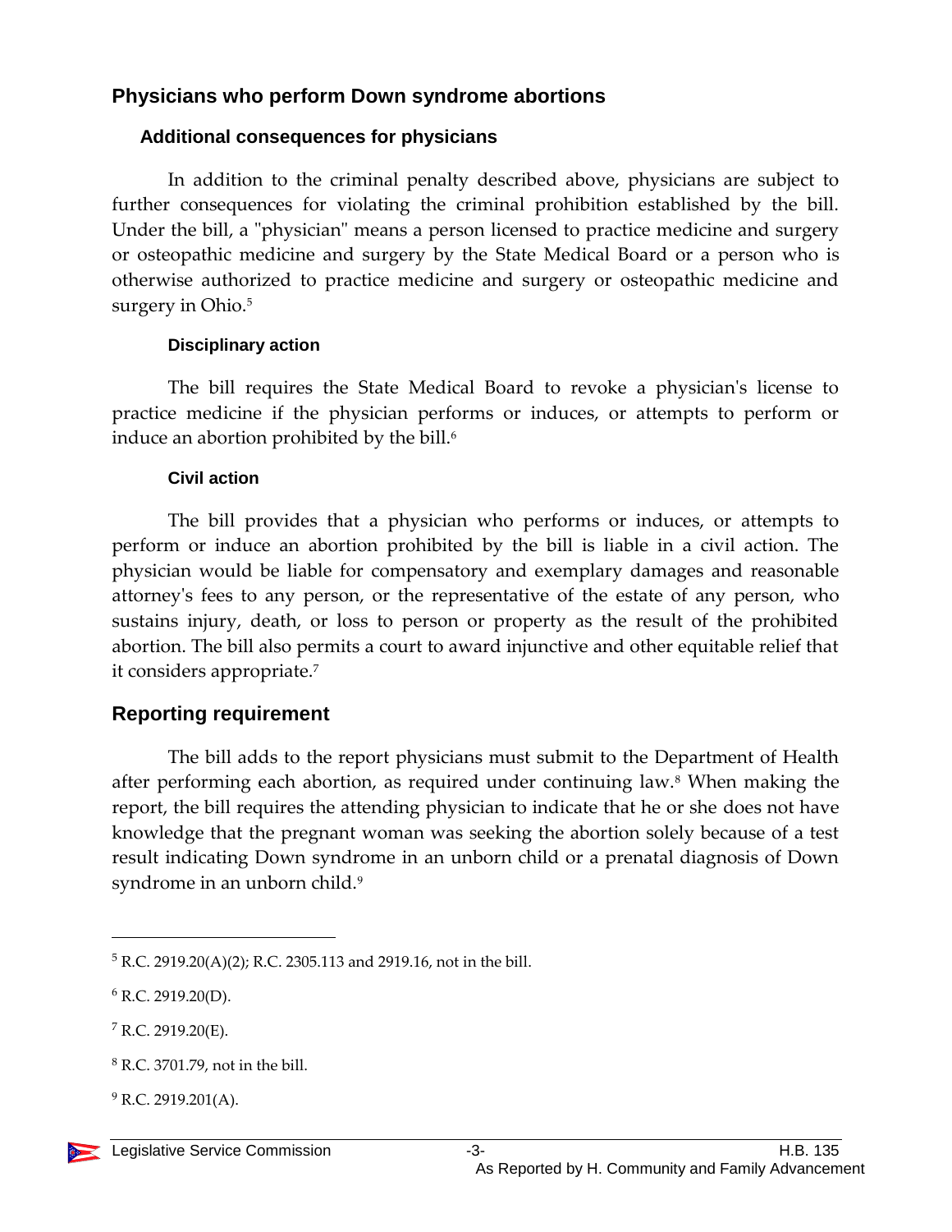## Physicians who perform Down syndrome abortions

### Additional consequences for physicians

In addition to the criminal penalty described above, physicians are subject to further consequences for violating the criminal prohibition established by the bill. Under the bill, a "physician" means a person licensed to practice medicine and surgery or osteopathic medicine and surgery by the State Medical Board or a person who is otherwise authorized to practice medicine and surgery or osteopathic medicine and surgery in Ohio.[5]

#### Disciplinary action

The bill requires the State Medical Board to revoke a physician's license to practice medicine if the physician performs or induces, or attempts to perform or induce an abortion prohibited by the bill.[6]

#### Civil action

The bill provides that a physician who performs or induces, or attempts to perform or induce an abortion prohibited by the bill is liable in a civil action. The physician would be liable for compensatory and exemplary damages and reasonable attorney's fees to any person, or the representative of the estate of any person, who sustains injury, death, or loss to person or property as the result of the prohibited abortion. The bill also permits a court to award injunctive and other equitable relief that it considers appropriate.[7]

## Reporting requirement

The bill adds to the report physicians must submit to the Department of Health after performing each abortion, as required under continuing law.[8] When making the report, the bill requires the attending physician to indicate that he or she does not have knowledge that the pregnant woman was seeking the abortion solely because of a test result indicating Down syndrome in an unborn child or a prenatal diagnosis of Down syndrome in an unborn child.[9]

---

[5] R.C. 2919.20(A)(2); R.C. 2305.113 and 2919.16, not in the bill.

[6] R.C. 2919.20(D).

[7] R.C. 2919.20(E).

[8] R.C. 3701.79, not in the bill.

[9] R.C. 2919.201(A).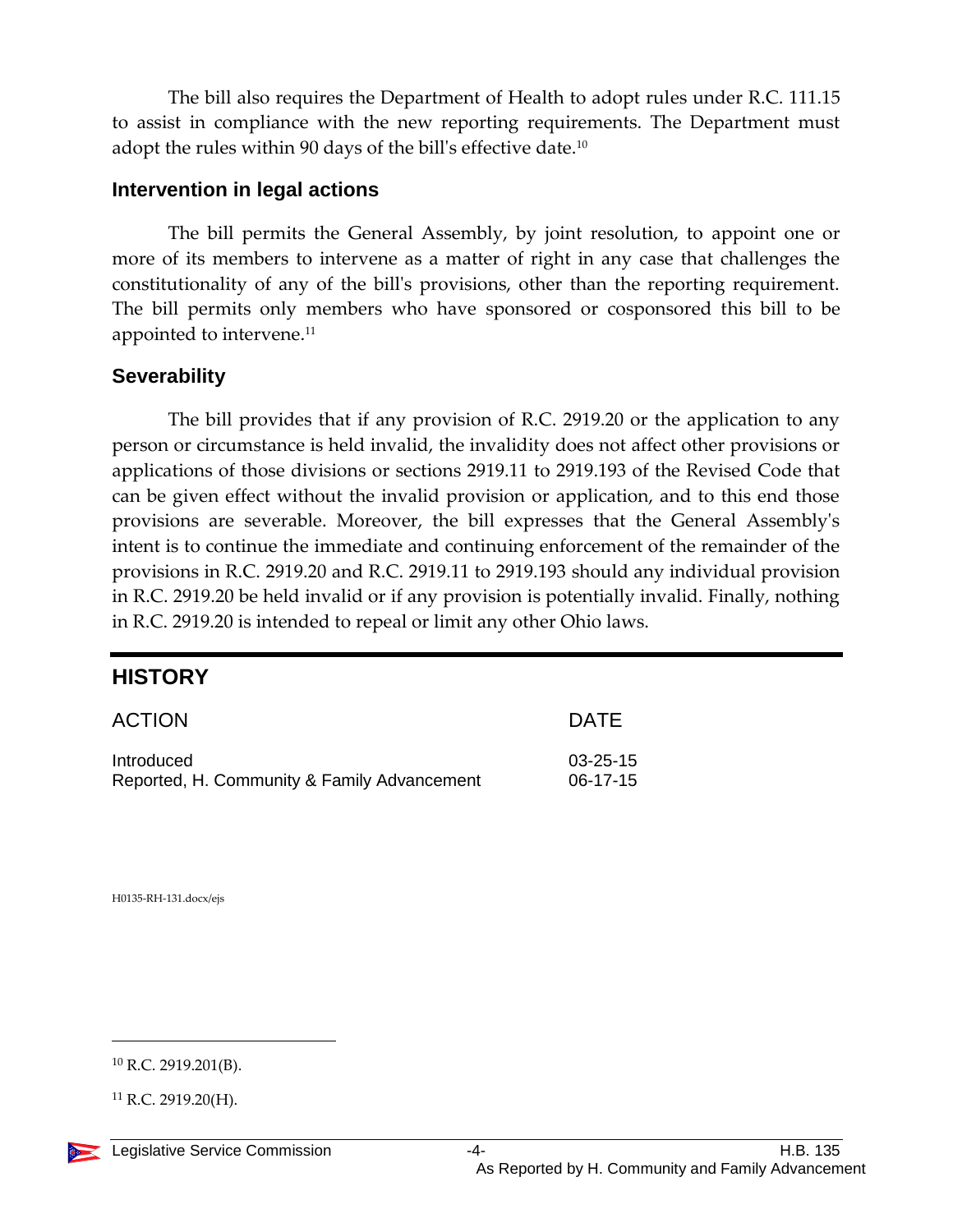The bill also requires the Department of Health to adopt rules under R.C. 111.15 to assist in compliance with the new reporting requirements. The Department must adopt the rules within 90 days of the bill's effective date.[10]

### Intervention in legal actions

The bill permits the General Assembly, by joint resolution, to appoint one or more of its members to intervene as a matter of right in any case that challenges the constitutionality of any of the bill's provisions, other than the reporting requirement. The bill permits only members who have sponsored or cosponsored this bill to be appointed to intervene.[11]

### Severability

The bill provides that if any provision of R.C. 2919.20 or the application to any person or circumstance is held invalid, the invalidity does not affect other provisions or applications of those divisions or sections 2919.11 to 2919.193 of the Revised Code that can be given effect without the invalid provision or application, and to this end those provisions are severable. Moreover, the bill expresses that the General Assembly's intent is to continue the immediate and continuing enforcement of the remainder of the provisions in R.C. 2919.20 and R.C. 2919.11 to 2919.193 should any individual provision in R.C. 2919.20 be held invalid or if any provision is potentially invalid. Finally, nothing in R.C. 2919.20 is intended to repeal or limit any other Ohio laws.

## HISTORY

| ACTION | DATE |
|---|---|
| Introduced | 03-25-15 |
| Reported, H. Community & Family Advancement | 06-17-15 |

H0135-RH-131.docx/ejs

[10] R.C. 2919.201(B).

[11] R.C. 2919.20(H).